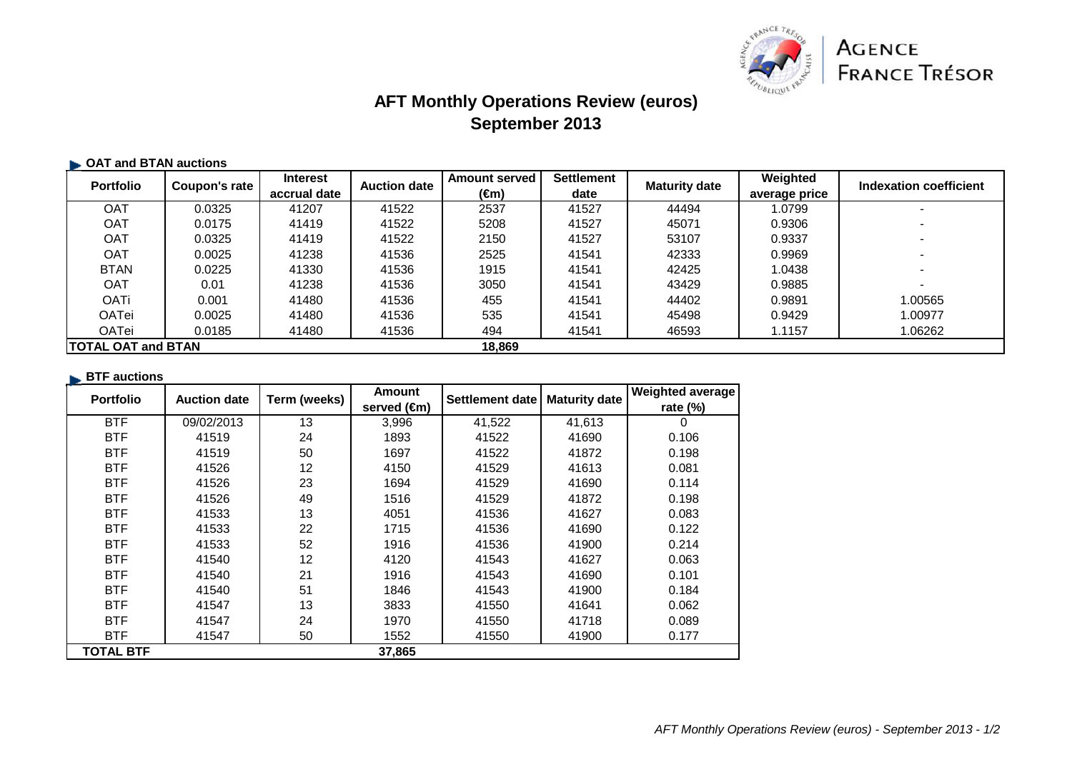# AFT Monthly Operations Review (euros)
## September 2013

### OAT and BTAN auctions

| Portfolio | Coupon's rate | Interest accrual date | Auction date | Amount served (€m) | Settlement date | Maturity date | Weighted average price | Indexation coefficient |
|---|---|---|---|---|---|---|---|---|
| OAT | 0.0325 | 41207 | 41522 | 2537 | 41527 | 44494 | 1.0799 | - |
| OAT | 0.0175 | 41419 | 41522 | 5208 | 41527 | 45071 | 0.9306 | - |
| OAT | 0.0325 | 41419 | 41522 | 2150 | 41527 | 53107 | 0.9337 | - |
| OAT | 0.0025 | 41238 | 41536 | 2525 | 41541 | 42333 | 0.9969 | - |
| BTAN | 0.0225 | 41330 | 41536 | 1915 | 41541 | 42425 | 1.0438 | - |
| OAT | 0.01 | 41238 | 41536 | 3050 | 41541 | 43429 | 0.9885 | - |
| OATi | 0.001 | 41480 | 41536 | 455 | 41541 | 44402 | 0.9891 | 1.00565 |
| OATei | 0.0025 | 41480 | 41536 | 535 | 41541 | 45498 | 0.9429 | 1.00977 |
| OATei | 0.0185 | 41480 | 41536 | 494 | 41541 | 46593 | 1.1157 | 1.06262 |
| **TOTAL OAT and BTAN** | | | | **18,869** | | | | |

### BTF auctions

| Portfolio | Auction date | Term (weeks) | Amount served (€m) | Settlement date | Maturity date | Weighted average rate (%) |
|---|---|---|---|---|---|---|
| BTF | 09/02/2013 | 13 | 3,996 | 41,522 | 41,613 | 0 |
| BTF | 41519 | 24 | 1893 | 41522 | 41690 | 0.106 |
| BTF | 41519 | 50 | 1697 | 41522 | 41872 | 0.198 |
| BTF | 41526 | 12 | 4150 | 41529 | 41613 | 0.081 |
| BTF | 41526 | 23 | 1694 | 41529 | 41690 | 0.114 |
| BTF | 41526 | 49 | 1516 | 41529 | 41872 | 0.198 |
| BTF | 41533 | 13 | 4051 | 41536 | 41627 | 0.083 |
| BTF | 41533 | 22 | 1715 | 41536 | 41690 | 0.122 |
| BTF | 41533 | 52 | 1916 | 41536 | 41900 | 0.214 |
| BTF | 41540 | 12 | 4120 | 41543 | 41627 | 0.063 |
| BTF | 41540 | 21 | 1916 | 41543 | 41690 | 0.101 |
| BTF | 41540 | 51 | 1846 | 41543 | 41900 | 0.184 |
| BTF | 41547 | 13 | 3833 | 41550 | 41641 | 0.062 |
| BTF | 41547 | 24 | 1970 | 41550 | 41718 | 0.089 |
| BTF | 41547 | 50 | 1552 | 41550 | 41900 | 0.177 |
| **TOTAL BTF** | | | **37,865** | | | |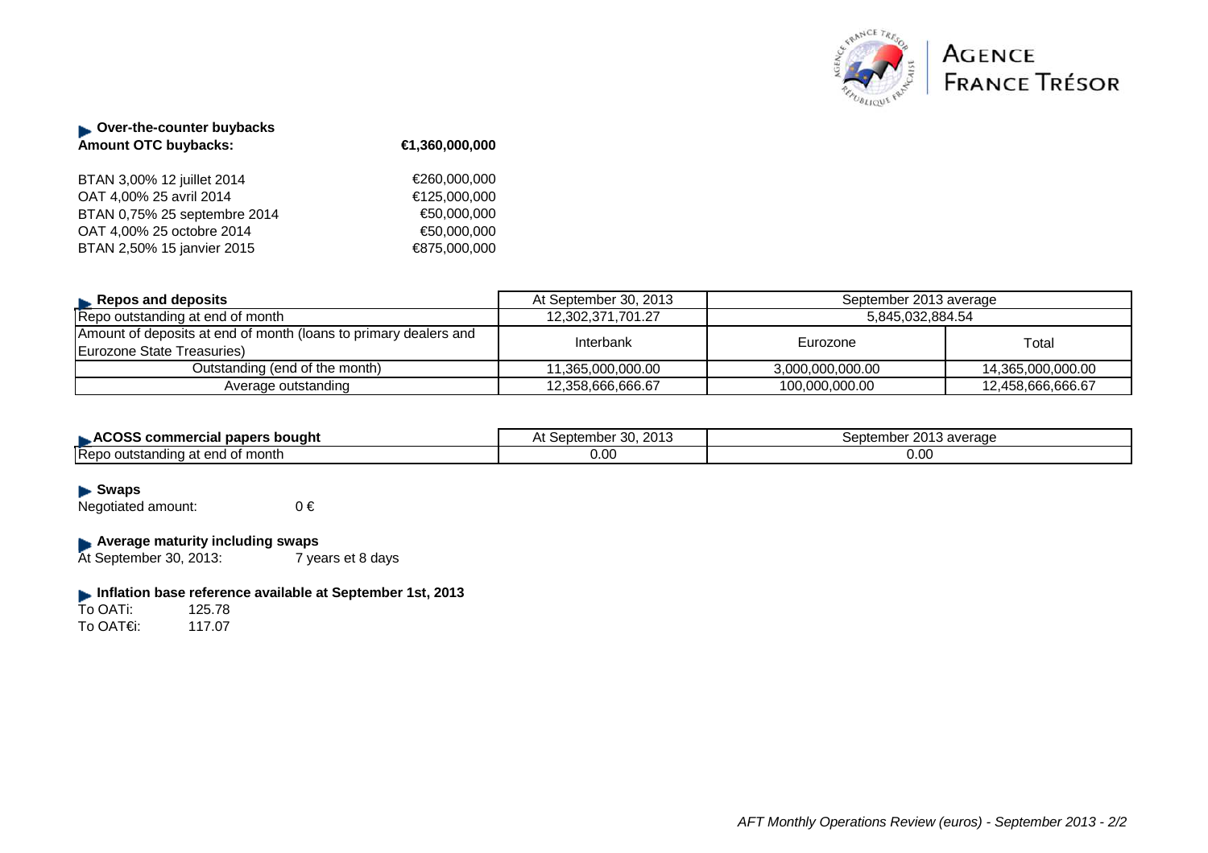### Over-the-counter buybacks

| **Amount OTC buybacks:** | **€1,360,000,000** |
|---|---|
| BTAN 3,00% 12 juillet 2014 | €260,000,000 |
| OAT 4,00% 25 avril 2014 | €125,000,000 |
| BTAN 0,75% 25 septembre 2014 | €50,000,000 |
| OAT 4,00% 25 octobre 2014 | €50,000,000 |
| BTAN 2,50% 15 janvier 2015 | €875,000,000 |

### Repos and deposits

| Repos and deposits | At September 30, 2013 | September 2013 average | |
|---|---|---|---|
| Repo outstanding at end of month | 12,302,371,701.27 | 5,845,032,884.54 | |
| Amount of deposits at end of month (loans to primary dealers and Eurozone State Treasuries) | Interbank | Eurozone | Total |
| Outstanding (end of the month) | 11,365,000,000.00 | 3,000,000,000.00 | 14,365,000,000.00 |
| Average outstanding | 12,358,666,666.67 | 100,000,000.00 | 12,458,666,666.67 |

### ACOSS commercial papers bought

| ACOSS commercial papers bought | At September 30, 2013 | September 2013 average |
|---|---|---|
| Repo outstanding at end of month | 0.00 | 0.00 |

### Swaps

Negotiated amount: 0 €

### Average maturity including swaps

At September 30, 2013: 7 years et 8 days

### Inflation base reference available at September 1st, 2013

To OATi: 125.78

To OAT€i: 117.07